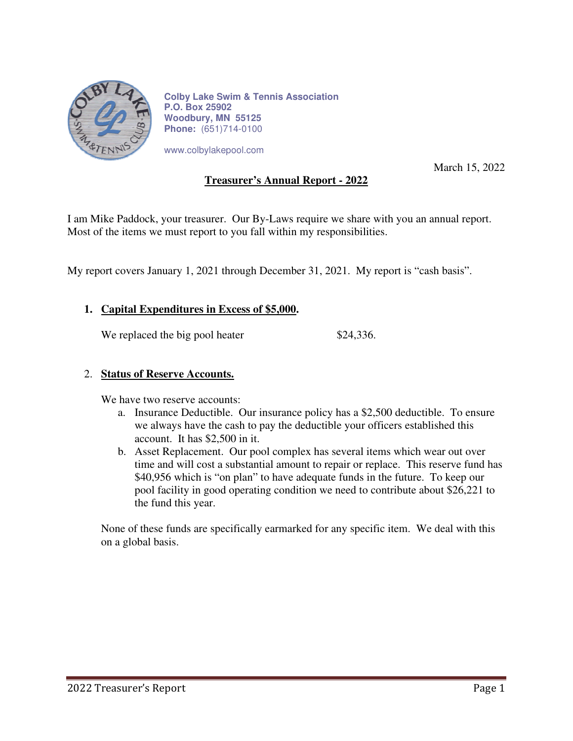**Colby Lake Swim & Tennis Association**
**P.O. Box 25902**
**Woodbury, MN 55125**
**Phone:** (651)714-0100

www.colbylakepool.com

March 15, 2022

# Treasurer's Annual Report - 2022

I am Mike Paddock, your treasurer. Our By-Laws require we share with you an annual report. Most of the items we must report to you fall within my responsibilities.

My report covers January 1, 2021 through December 31, 2021. My report is "cash basis".

1. **Capital Expenditures in Excess of $5,000.**

   We replaced the big pool heater $24,336.

2. **Status of Reserve Accounts.**

   We have two reserve accounts:

   a. Insurance Deductible. Our insurance policy has a $2,500 deductible. To ensure we always have the cash to pay the deductible your officers established this account. It has $2,500 in it.

   b. Asset Replacement. Our pool complex has several items which wear out over time and will cost a substantial amount to repair or replace. This reserve fund has $40,956 which is "on plan" to have adequate funds in the future. To keep our pool facility in good operating condition we need to contribute about $26,221 to the fund this year.

   None of these funds are specifically earmarked for any specific item. We deal with this on a global basis.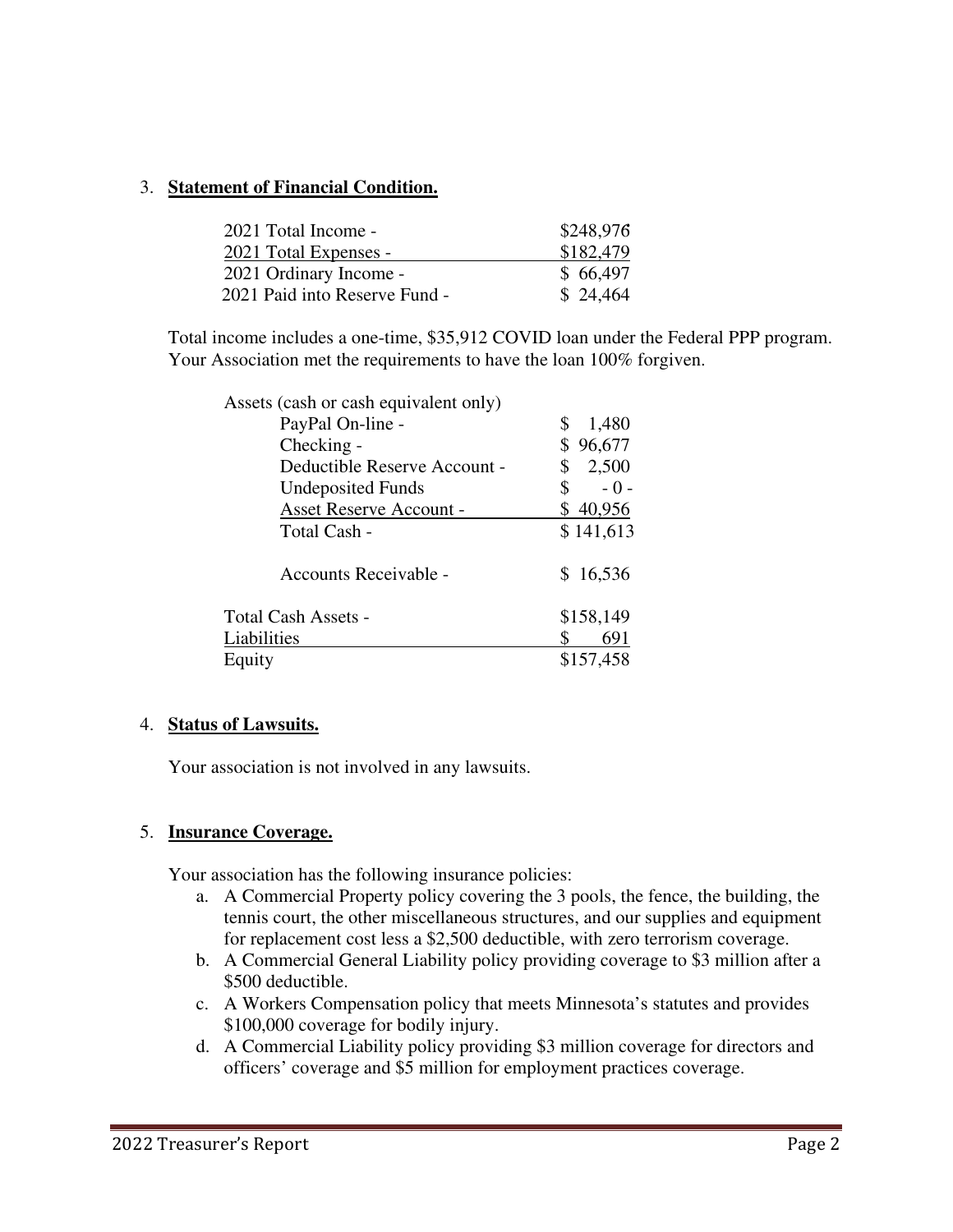3. **Statement of Financial Condition.**

| | |
|---|---|
| 2021 Total Income - | $248,976 |
| 2021 Total Expenses - | $182,479 |
| 2021 Ordinary Income - | $ 66,497 |
| 2021 Paid into Reserve Fund - | $ 24,464 |

Total income includes a one-time, $35,912 COVID loan under the Federal PPP program. Your Association met the requirements to have the loan 100% forgiven.

| | |
|---|---|
| Assets (cash or cash equivalent only) | |
| PayPal On-line - | $ 1,480 |
| Checking - | $ 96,677 |
| Deductible Reserve Account - | $ 2,500 |
| Undeposited Funds | $ - 0 - |
| Asset Reserve Account - | $ 40,956 |
| Total Cash - | $ 141,613 |
| Accounts Receivable - | $ 16,536 |
| Total Cash Assets - | $158,149 |
| Liabilities | $ 691 |
| Equity | $157,458 |

4. **Status of Lawsuits.**

Your association is not involved in any lawsuits.

5. **Insurance Coverage.**

Your association has the following insurance policies:

a. A Commercial Property policy covering the 3 pools, the fence, the building, the tennis court, the other miscellaneous structures, and our supplies and equipment for replacement cost less a $2,500 deductible, with zero terrorism coverage.
b. A Commercial General Liability policy providing coverage to $3 million after a $500 deductible.
c. A Workers Compensation policy that meets Minnesota's statutes and provides $100,000 coverage for bodily injury.
d. A Commercial Liability policy providing $3 million coverage for directors and officers' coverage and $5 million for employment practices coverage.